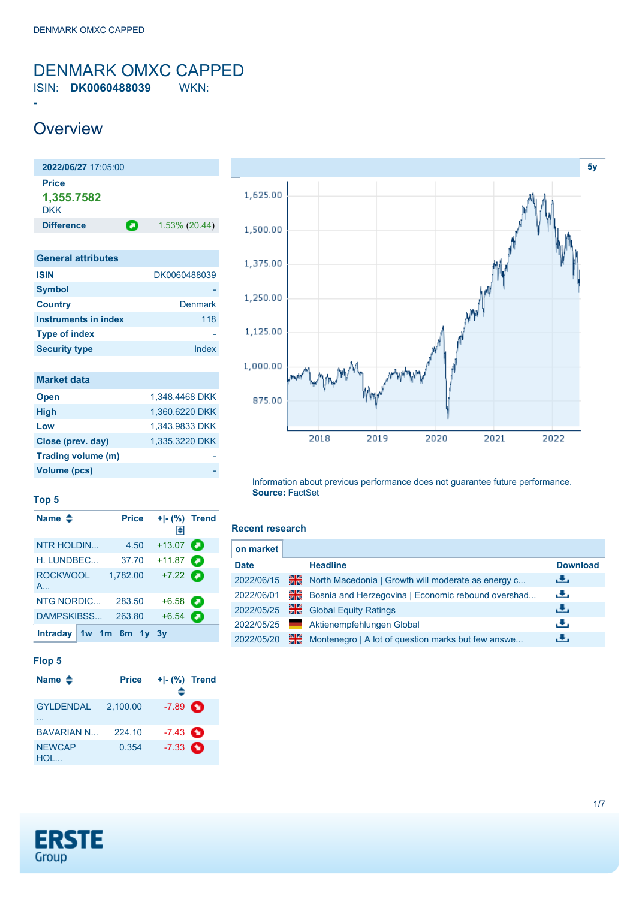# DENMARK OMXC CAPPED

ISIN: **DK0060488039** WKN: -

## Overview

| 2022/06/27 17:05:00 | |
|---|---|
| **Price** | |
| **1,355.7582** DKK | |
| **Difference** | 1.53% (20.44) |

| General attributes | |
|---|---|
| **ISIN** | DK0060488039 |
| **Symbol** | - |
| **Country** | Denmark |
| **Instruments in index** | 118 |
| **Type of index** | - |
| **Security type** | Index |

| Market data | |
|---|---|
| **Open** | 1,348.4468 DKK |
| **High** | 1,360.6220 DKK |
| **Low** | 1,343.9833 DKK |
| **Close (prev. day)** | 1,335.3220 DKK |
| **Trading volume (m)** | - |
| **Volume (pcs)** | - |

Information about previous performance does not guarantee future performance.
**Source:** FactSet

### Top 5

| Name | Price | +\|- (%) | Trend |
|---|---|---|---|
| NTR HOLDIN... | 4.50 | +13.07 | |
| H. LUNDBEC... | 37.70 | +11.87 | |
| ROCKWOOL A... | 1,782.00 | +7.22 | |
| NTG NORDIC... | 283.50 | +6.58 | |
| DAMPSKIBSS... | 263.80 | +6.54 | |

Intraday 1w 1m 6m 1y 3y

### Flop 5

| Name | Price | +\|- (%) | Trend |
|---|---|---|---|
| GYLDENDAL ... | 2,100.00 | -7.89 | |
| BAVARIAN N... | 224.10 | -7.43 | |
| NEWCAP HOL... | 0.354 | -7.33 | |

### Recent research

on market

| Date | | Headline | Download |
|---|---|---|---|
| 2022/06/15 | | North Macedonia \| Growth will moderate as energy c... | |
| 2022/06/01 | | Bosnia and Herzegovina \| Economic rebound overshad... | |
| 2022/05/25 | | Global Equity Ratings | |
| 2022/05/25 | | Aktienempfehlungen Global | |
| 2022/05/20 | | Montenegro \| A lot of question marks but few answe... | |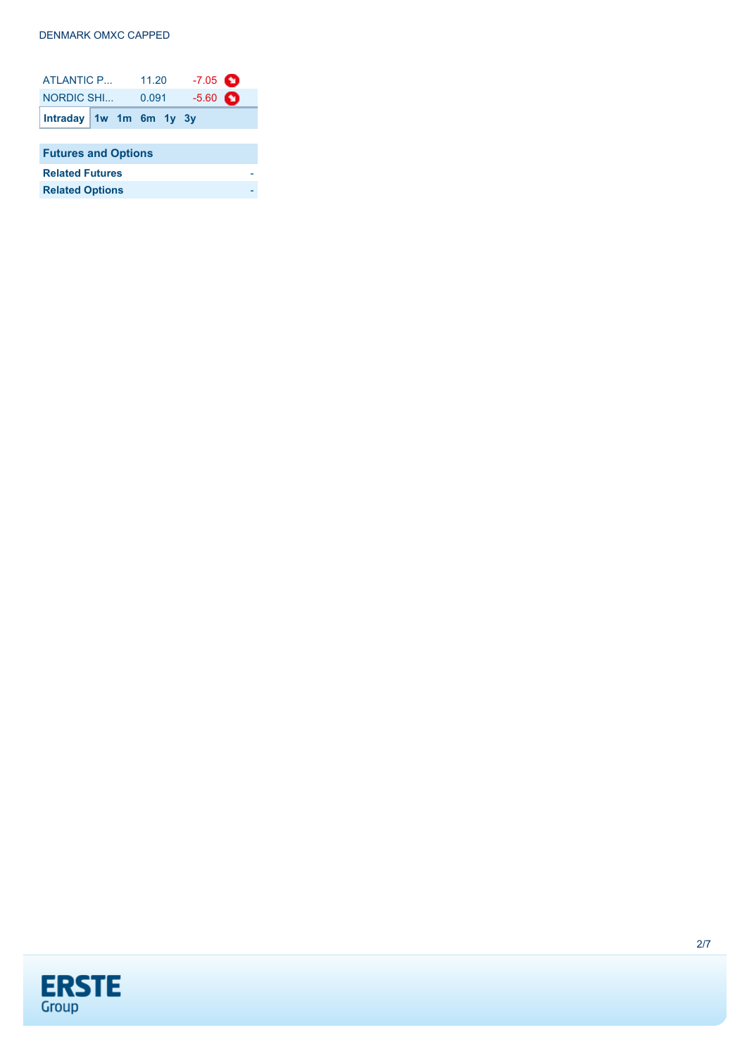DENMARK OMXC CAPPED

| | | |
|---|---|---|
| ATLANTIC P... | 11.20 | -7.05 |
| NORDIC SHI... | 0.091 | -5.60 |

**Intraday** | **1w** | **1m** | **6m** | **1y** | **3y**

| Futures and Options | |
|---|---|
| **Related Futures** | - |
| **Related Options** | - |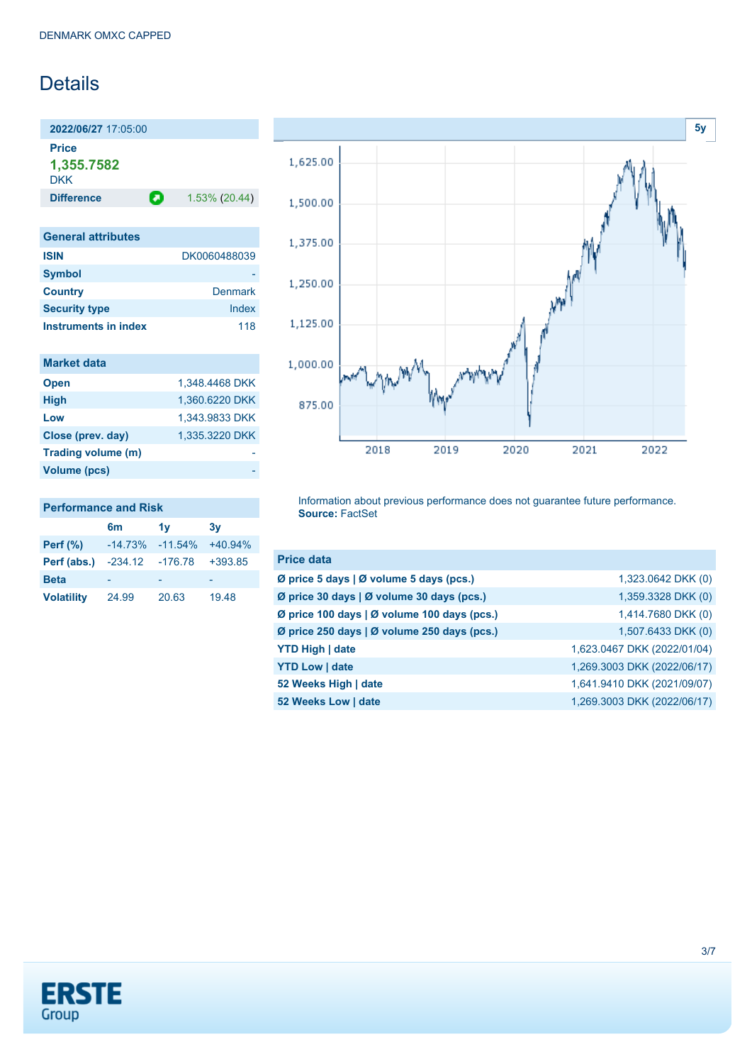# Details

**2022/06/27** 17:05:00

**Price**

**1,355.7582**

DKK

**Difference** 1.53% (20.44)

| General attributes | |
|---|---|
| **ISIN** | DK0060488039 |
| **Symbol** | - |
| **Country** | Denmark |
| **Security type** | Index |
| **Instruments in index** | 118 |

| Market data | |
|---|---|
| **Open** | 1,348.4468 DKK |
| **High** | 1,360.6220 DKK |
| **Low** | 1,343.9833 DKK |
| **Close (prev. day)** | 1,335.3220 DKK |
| **Trading volume (m)** | - |
| **Volume (pcs)** | - |

**Performance and Risk**

| | 6m | 1y | 3y |
|---|---|---|---|
| **Perf (%)** | -14.73% | -11.54% | +40.94% |
| **Perf (abs.)** | -234.12 | -176.78 | +393.85 |
| **Beta** | - | - | - |
| **Volatility** | 24.99 | 20.63 | 19.48 |

Information about previous performance does not guarantee future performance.
**Source:** FactSet

| Price data | |
|---|---|
| **Ø price 5 days \| Ø volume 5 days (pcs.)** | 1,323.0642 DKK (0) |
| **Ø price 30 days \| Ø volume 30 days (pcs.)** | 1,359.3328 DKK (0) |
| **Ø price 100 days \| Ø volume 100 days (pcs.)** | 1,414.7680 DKK (0) |
| **Ø price 250 days \| Ø volume 250 days (pcs.)** | 1,507.6433 DKK (0) |
| **YTD High \| date** | 1,623.0467 DKK (2022/01/04) |
| **YTD Low \| date** | 1,269.3003 DKK (2022/06/17) |
| **52 Weeks High \| date** | 1,641.9410 DKK (2021/09/07) |
| **52 Weeks Low \| date** | 1,269.3003 DKK (2022/06/17) |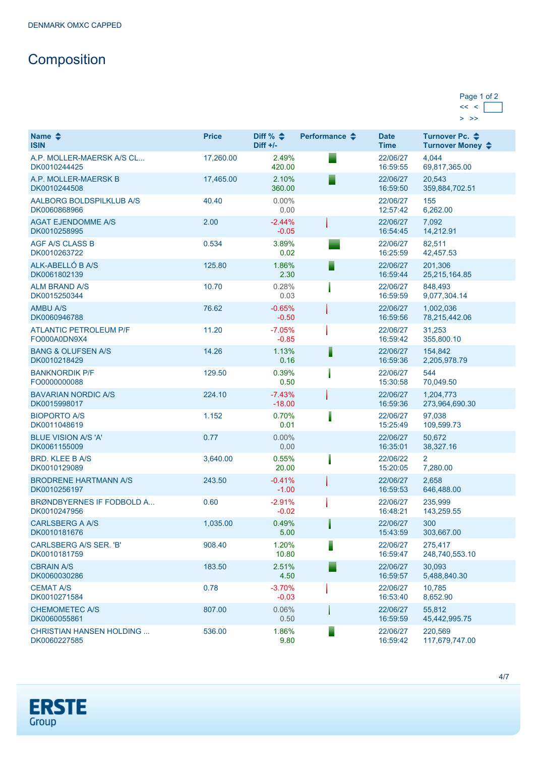DENMARK OMXC CAPPED

# Composition

Page 1 of 2

<< < > >>

| Name<br>ISIN | Price | Diff %<br>Diff +/- | Performance | Date<br>Time | Turnover Pc.<br>Turnover Money |
|---|---|---|---|---|---|
| A.P. MOLLER-MAERSK A/S CL...<br>DK0010244425 | 17,260.00 | 2.49%<br>420.00 | | 22/06/27<br>16:59:55 | 4,044<br>69,817,365.00 |
| A.P. MOLLER-MAERSK B<br>DK0010244508 | 17,465.00 | 2.10%<br>360.00 | | 22/06/27<br>16:59:50 | 20,543<br>359,884,702.51 |
| AALBORG BOLDSPILKLUB A/S<br>DK0060868966 | 40.40 | 0.00%<br>0.00 | | 22/06/27<br>12:57:42 | 155<br>6,262.00 |
| AGAT EJENDOMME A/S<br>DK0010258995 | 2.00 | -2.44%<br>-0.05 | | 22/06/27<br>16:54:45 | 7,092<br>14,212.91 |
| AGF A/S CLASS B<br>DK0010263722 | 0.534 | 3.89%<br>0.02 | | 22/06/27<br>16:25:59 | 82,511<br>42,457.53 |
| ALK-ABELLÓ B A/S<br>DK0061802139 | 125.80 | 1.86%<br>2.30 | | 22/06/27<br>16:59:44 | 201,306<br>25,215,164.85 |
| ALM BRAND A/S<br>DK0015250344 | 10.70 | 0.28%<br>0.03 | | 22/06/27<br>16:59:59 | 848,493<br>9,077,304.14 |
| AMBU A/S<br>DK0060946788 | 76.62 | -0.65%<br>-0.50 | | 22/06/27<br>16:59:56 | 1,002,036<br>78,215,442.06 |
| ATLANTIC PETROLEUM P/F<br>FO000A0DN9X4 | 11.20 | -7.05%<br>-0.85 | | 22/06/27<br>16:59:42 | 31,253<br>355,800.10 |
| BANG & OLUFSEN A/S<br>DK0010218429 | 14.26 | 1.13%<br>0.16 | | 22/06/27<br>16:59:36 | 154,842<br>2,205,978.79 |
| BANKNORDIK P/F<br>FO0000000088 | 129.50 | 0.39%<br>0.50 | | 22/06/27<br>15:30:58 | 544<br>70,049.50 |
| BAVARIAN NORDIC A/S<br>DK0015998017 | 224.10 | -7.43%<br>-18.00 | | 22/06/27<br>16:59:36 | 1,204,773<br>273,964,690.30 |
| BIOPORTO A/S<br>DK0011048619 | 1.152 | 0.70%<br>0.01 | | 22/06/27<br>15:25:49 | 97,038<br>109,599.73 |
| BLUE VISION A/S 'A'<br>DK0061155009 | 0.77 | 0.00%<br>0.00 | | 22/06/27<br>16:35:01 | 50,672<br>38,327.16 |
| BRD. KLEE B A/S<br>DK0010129089 | 3,640.00 | 0.55%<br>20.00 | | 22/06/22<br>15:20:05 | 2<br>7,280.00 |
| BRODRENE HARTMANN A/S<br>DK0010256197 | 243.50 | -0.41%<br>-1.00 | | 22/06/27<br>16:59:53 | 2,658<br>646,488.00 |
| BRØNDBYERNES IF FODBOLD A...<br>DK0010247956 | 0.60 | -2.91%<br>-0.02 | | 22/06/27<br>16:48:21 | 235,999<br>143,259.55 |
| CARLSBERG A A/S<br>DK0010181676 | 1,035.00 | 0.49%<br>5.00 | | 22/06/27<br>15:43:59 | 300<br>303,667.00 |
| CARLSBERG A/S SER. 'B'<br>DK0010181759 | 908.40 | 1.20%<br>10.80 | | 22/06/27<br>16:59:47 | 275,417<br>248,740,553.10 |
| CBRAIN A/S<br>DK0060030286 | 183.50 | 2.51%<br>4.50 | | 22/06/27<br>16:59:57 | 30,093<br>5,488,840.30 |
| CEMAT A/S<br>DK0010271584 | 0.78 | -3.70%<br>-0.03 | | 22/06/27<br>16:53:40 | 10,785<br>8,652.90 |
| CHEMOMETEC A/S<br>DK0060055861 | 807.00 | 0.06%<br>0.50 | | 22/06/27<br>16:59:59 | 55,812<br>45,442,995.75 |
| CHRISTIAN HANSEN HOLDING ...<br>DK0060227585 | 536.00 | 1.86%<br>9.80 | | 22/06/27<br>16:59:42 | 220,569<br>117,679,747.00 |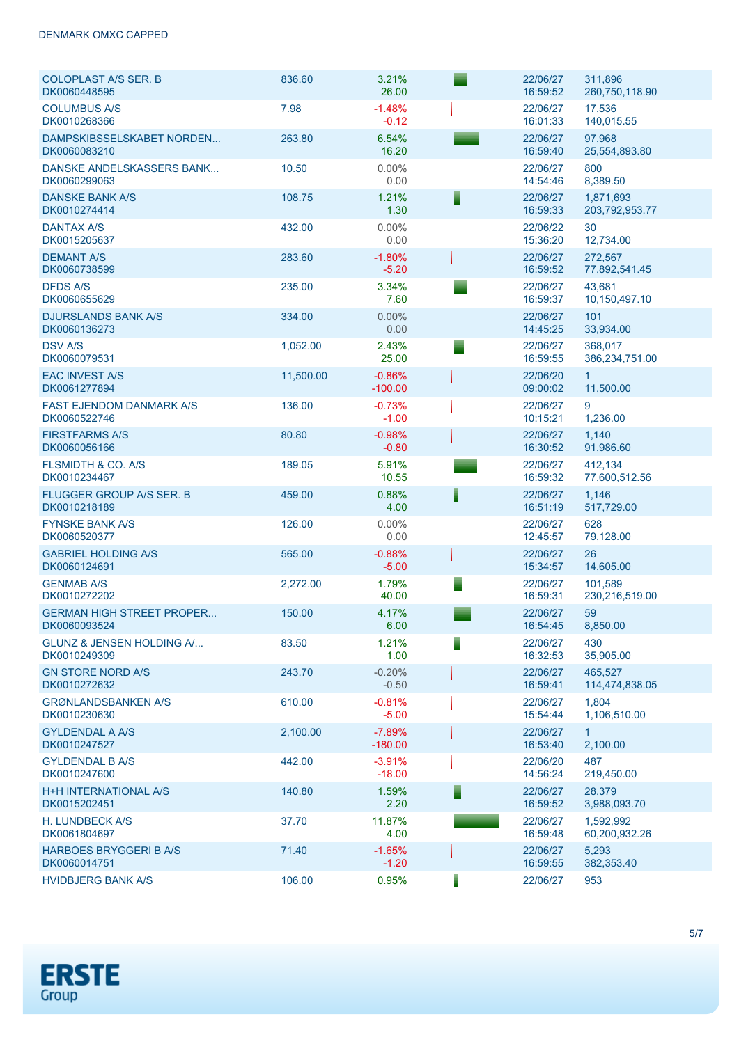DENMARK OMXC CAPPED

| | | | | | |
|---|---|---|---|---|---|
| COLOPLAST A/S SER. B<br>DK0060448595 | 836.60 | 3.21%<br>26.00 | | 22/06/27<br>16:59:52 | 311,896<br>260,750,118.90 |
| COLUMBUS A/S<br>DK0010268366 | 7.98 | -1.48%<br>-0.12 | | 22/06/27<br>16:01:33 | 17,536<br>140,015.55 |
| DAMPSKIBSSELSKABET NORDEN...<br>DK0060083210 | 263.80 | 6.54%<br>16.20 | | 22/06/27<br>16:59:40 | 97,968<br>25,554,893.80 |
| DANSKE ANDELSKASSERS BANK...<br>DK0060299063 | 10.50 | 0.00%<br>0.00 | | 22/06/27<br>14:54:46 | 800<br>8,389.50 |
| DANSKE BANK A/S<br>DK0010274414 | 108.75 | 1.21%<br>1.30 | | 22/06/27<br>16:59:33 | 1,871,693<br>203,792,953.77 |
| DANTAX A/S<br>DK0015205637 | 432.00 | 0.00%<br>0.00 | | 22/06/22<br>15:36:20 | 30<br>12,734.00 |
| DEMANT A/S<br>DK0060738599 | 283.60 | -1.80%<br>-5.20 | | 22/06/27<br>16:59:52 | 272,567<br>77,892,541.45 |
| DFDS A/S<br>DK0060655629 | 235.00 | 3.34%<br>7.60 | | 22/06/27<br>16:59:37 | 43,681<br>10,150,497.10 |
| DJURSLANDS BANK A/S<br>DK0060136273 | 334.00 | 0.00%<br>0.00 | | 22/06/27<br>14:45:25 | 101<br>33,934.00 |
| DSV A/S<br>DK0060079531 | 1,052.00 | 2.43%<br>25.00 | | 22/06/27<br>16:59:55 | 368,017<br>386,234,751.00 |
| EAC INVEST A/S<br>DK0061277894 | 11,500.00 | -0.86%<br>-100.00 | | 22/06/20<br>09:00:02 | 1<br>11,500.00 |
| FAST EJENDOM DANMARK A/S<br>DK0060522746 | 136.00 | -0.73%<br>-1.00 | | 22/06/27<br>10:15:21 | 9<br>1,236.00 |
| FIRSTFARMS A/S<br>DK0060056166 | 80.80 | -0.98%<br>-0.80 | | 22/06/27<br>16:30:52 | 1,140<br>91,986.60 |
| FLSMIDTH & CO. A/S<br>DK0010234467 | 189.05 | 5.91%<br>10.55 | | 22/06/27<br>16:59:32 | 412,134<br>77,600,512.56 |
| FLUGGER GROUP A/S SER. B<br>DK0010218189 | 459.00 | 0.88%<br>4.00 | | 22/06/27<br>16:51:19 | 1,146<br>517,729.00 |
| FYNSKE BANK A/S<br>DK0060520377 | 126.00 | 0.00%<br>0.00 | | 22/06/27<br>12:45:57 | 628<br>79,128.00 |
| GABRIEL HOLDING A/S<br>DK0060124691 | 565.00 | -0.88%<br>-5.00 | | 22/06/27<br>15:34:57 | 26<br>14,605.00 |
| GENMAB A/S<br>DK0010272202 | 2,272.00 | 1.79%<br>40.00 | | 22/06/27<br>16:59:31 | 101,589<br>230,216,519.00 |
| GERMAN HIGH STREET PROPER...<br>DK0060093524 | 150.00 | 4.17%<br>6.00 | | 22/06/27<br>16:54:45 | 59<br>8,850.00 |
| GLUNZ & JENSEN HOLDING A/...<br>DK0010249309 | 83.50 | 1.21%<br>1.00 | | 22/06/27<br>16:32:53 | 430<br>35,905.00 |
| GN STORE NORD A/S<br>DK0010272632 | 243.70 | -0.20%<br>-0.50 | | 22/06/27<br>16:59:41 | 465,527<br>114,474,838.05 |
| GRØNLANDSBANKEN A/S<br>DK0010230630 | 610.00 | -0.81%<br>-5.00 | | 22/06/27<br>15:54:44 | 1,804<br>1,106,510.00 |
| GYLDENDAL A A/S<br>DK0010247527 | 2,100.00 | -7.89%<br>-180.00 | | 22/06/27<br>16:53:40 | 1<br>2,100.00 |
| GYLDENDAL B A/S<br>DK0010247600 | 442.00 | -3.91%<br>-18.00 | | 22/06/20<br>14:56:24 | 487<br>219,450.00 |
| H+H INTERNATIONAL A/S<br>DK0015202451 | 140.80 | 1.59%<br>2.20 | | 22/06/27<br>16:59:52 | 28,379<br>3,988,093.70 |
| H. LUNDBECK A/S<br>DK0061804697 | 37.70 | 11.87%<br>4.00 | | 22/06/27<br>16:59:48 | 1,592,992<br>60,200,932.26 |
| HARBOES BRYGGERI B A/S<br>DK0060014751 | 71.40 | -1.65%<br>-1.20 | | 22/06/27<br>16:59:55 | 5,293<br>382,353.40 |
| HVIDBJERG BANK A/S | 106.00 | 0.95% | | 22/06/27 | 953 |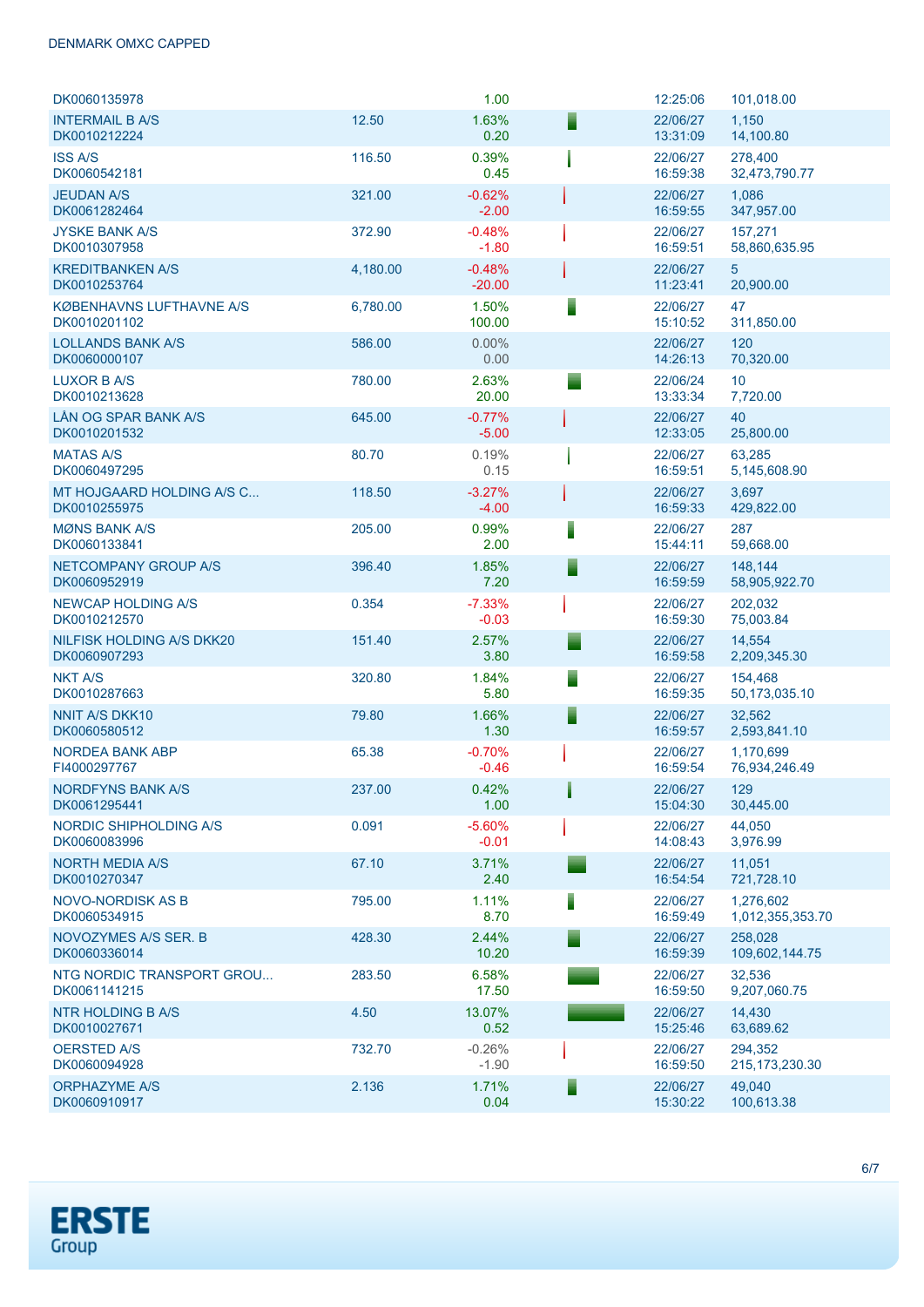| | | | | | |
|---|---|---|---|---|---|
| DK0060135978 | | 1.00 | | 12:25:06 | 101,018.00 |
| INTERMAIL B A/S<br>DK0010212224 | 12.50 | 1.63%<br>0.20 | | 22/06/27<br>13:31:09 | 1,150<br>14,100.80 |
| ISS A/S<br>DK0060542181 | 116.50 | 0.39%<br>0.45 | | 22/06/27<br>16:59:38 | 278,400<br>32,473,790.77 |
| JEUDAN A/S<br>DK0061282464 | 321.00 | -0.62%<br>-2.00 | | 22/06/27<br>16:59:55 | 1,086<br>347,957.00 |
| JYSKE BANK A/S<br>DK0010307958 | 372.90 | -0.48%<br>-1.80 | | 22/06/27<br>16:59:51 | 157,271<br>58,860,635.95 |
| KREDITBANKEN A/S<br>DK0010253764 | 4,180.00 | -0.48%<br>-20.00 | | 22/06/27<br>11:23:41 | 5<br>20,900.00 |
| KØBENHAVNS LUFTHAVNE A/S<br>DK0010201102 | 6,780.00 | 1.50%<br>100.00 | | 22/06/27<br>15:10:52 | 47<br>311,850.00 |
| LOLLANDS BANK A/S<br>DK0060000107 | 586.00 | 0.00%<br>0.00 | | 22/06/27<br>14:26:13 | 120<br>70,320.00 |
| LUXOR B A/S<br>DK0010213628 | 780.00 | 2.63%<br>20.00 | | 22/06/24<br>13:33:34 | 10<br>7,720.00 |
| LÅN OG SPAR BANK A/S<br>DK0010201532 | 645.00 | -0.77%<br>-5.00 | | 22/06/27<br>12:33:05 | 40<br>25,800.00 |
| MATAS A/S<br>DK0060497295 | 80.70 | 0.19%<br>0.15 | | 22/06/27<br>16:59:51 | 63,285<br>5,145,608.90 |
| MT HOJGAARD HOLDING A/S C...<br>DK0010255975 | 118.50 | -3.27%<br>-4.00 | | 22/06/27<br>16:59:33 | 3,697<br>429,822.00 |
| MØNS BANK A/S<br>DK0060133841 | 205.00 | 0.99%<br>2.00 | | 22/06/27<br>15:44:11 | 287<br>59,668.00 |
| NETCOMPANY GROUP A/S<br>DK0060952919 | 396.40 | 1.85%<br>7.20 | | 22/06/27<br>16:59:59 | 148,144<br>58,905,922.70 |
| NEWCAP HOLDING A/S<br>DK0010212570 | 0.354 | -7.33%<br>-0.03 | | 22/06/27<br>16:59:30 | 202,032<br>75,003.84 |
| NILFISK HOLDING A/S DKK20<br>DK0060907293 | 151.40 | 2.57%<br>3.80 | | 22/06/27<br>16:59:58 | 14,554<br>2,209,345.30 |
| NKT A/S<br>DK0010287663 | 320.80 | 1.84%<br>5.80 | | 22/06/27<br>16:59:35 | 154,468<br>50,173,035.10 |
| NNIT A/S DKK10<br>DK0060580512 | 79.80 | 1.66%<br>1.30 | | 22/06/27<br>16:59:57 | 32,562<br>2,593,841.10 |
| NORDEA BANK ABP<br>FI4000297767 | 65.38 | -0.70%<br>-0.46 | | 22/06/27<br>16:59:54 | 1,170,699<br>76,934,246.49 |
| NORDFYNS BANK A/S<br>DK0061295441 | 237.00 | 0.42%<br>1.00 | | 22/06/27<br>15:04:30 | 129<br>30,445.00 |
| NORDIC SHIPHOLDING A/S<br>DK0060083996 | 0.091 | -5.60%<br>-0.01 | | 22/06/27<br>14:08:43 | 44,050<br>3,976.99 |
| NORTH MEDIA A/S<br>DK0010270347 | 67.10 | 3.71%<br>2.40 | | 22/06/27<br>16:54:54 | 11,051<br>721,728.10 |
| NOVO-NORDISK AS B<br>DK0060534915 | 795.00 | 1.11%<br>8.70 | | 22/06/27<br>16:59:49 | 1,276,602<br>1,012,355,353.70 |
| NOVOZYMES A/S SER. B<br>DK0060336014 | 428.30 | 2.44%<br>10.20 | | 22/06/27<br>16:59:39 | 258,028<br>109,602,144.75 |
| NTG NORDIC TRANSPORT GROU...<br>DK0061141215 | 283.50 | 6.58%<br>17.50 | | 22/06/27<br>16:59:50 | 32,536<br>9,207,060.75 |
| NTR HOLDING B A/S<br>DK0010027671 | 4.50 | 13.07%<br>0.52 | | 22/06/27<br>15:25:46 | 14,430<br>63,689.62 |
| OERSTED A/S<br>DK0060094928 | 732.70 | -0.26%<br>-1.90 | | 22/06/27<br>16:59:50 | 294,352<br>215,173,230.30 |
| ORPHAZYME A/S<br>DK0060910917 | 2.136 | 1.71%<br>0.04 | | 22/06/27<br>15:30:22 | 49,040<br>100,613.38 |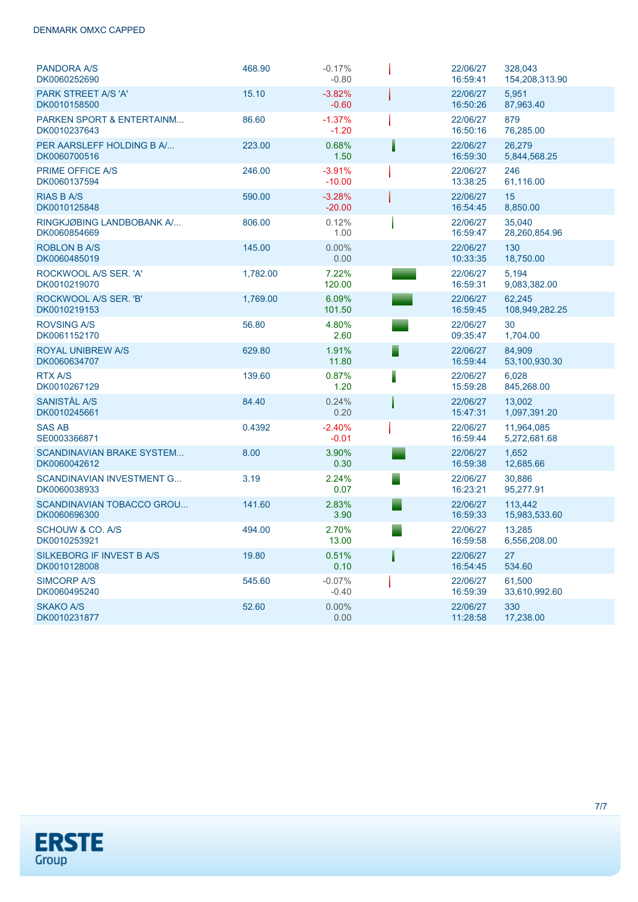| | | | | | |
|---|---|---|---|---|---|
| PANDORA A/S<br>DK0060252690 | 468.90 | -0.17%<br>-0.80 | | 22/06/27<br>16:59:41 | 328,043<br>154,208,313.90 |
| PARK STREET A/S 'A'<br>DK0010158500 | 15.10 | -3.82%<br>-0.60 | | 22/06/27<br>16:50:26 | 5,951<br>87,963.40 |
| PARKEN SPORT & ENTERTAINM...<br>DK0010237643 | 86.60 | -1.37%<br>-1.20 | | 22/06/27<br>16:50:16 | 879<br>76,285.00 |
| PER AARSLEFF HOLDING B A/...<br>DK0060700516 | 223.00 | 0.68%<br>1.50 | | 22/06/27<br>16:59:30 | 26,279<br>5,844,568.25 |
| PRIME OFFICE A/S<br>DK0060137594 | 246.00 | -3.91%<br>-10.00 | | 22/06/27<br>13:38:25 | 246<br>61,116.00 |
| RIAS B A/S<br>DK0010125848 | 590.00 | -3.28%<br>-20.00 | | 22/06/27<br>16:54:45 | 15<br>8,850.00 |
| RINGKJØBING LANDBOBANK A/...<br>DK0060854669 | 806.00 | 0.12%<br>1.00 | | 22/06/27<br>16:59:47 | 35,040<br>28,260,854.96 |
| ROBLON B A/S<br>DK0060485019 | 145.00 | 0.00%<br>0.00 | | 22/06/27<br>10:33:35 | 130<br>18,750.00 |
| ROCKWOOL A/S SER. 'A'<br>DK0010219070 | 1,782.00 | 7.22%<br>120.00 | | 22/06/27<br>16:59:31 | 5,194<br>9,083,382.00 |
| ROCKWOOL A/S SER. 'B'<br>DK0010219153 | 1,769.00 | 6.09%<br>101.50 | | 22/06/27<br>16:59:45 | 62,245<br>108,949,282.25 |
| ROVSING A/S<br>DK0061152170 | 56.80 | 4.80%<br>2.60 | | 22/06/27<br>09:35:47 | 30<br>1,704.00 |
| ROYAL UNIBREW A/S<br>DK0060634707 | 629.80 | 1.91%<br>11.80 | | 22/06/27<br>16:59:44 | 84,909<br>53,100,930.30 |
| RTX A/S<br>DK0010267129 | 139.60 | 0.87%<br>1.20 | | 22/06/27<br>15:59:28 | 6,028<br>845,268.00 |
| SANISTÅL A/S<br>DK0010245661 | 84.40 | 0.24%<br>0.20 | | 22/06/27<br>15:47:31 | 13,002<br>1,097,391.20 |
| SAS AB<br>SE0003366871 | 0.4392 | -2.40%<br>-0.01 | | 22/06/27<br>16:59:44 | 11,964,085<br>5,272,681.68 |
| SCANDINAVIAN BRAKE SYSTEM...<br>DK0060042612 | 8.00 | 3.90%<br>0.30 | | 22/06/27<br>16:59:38 | 1,652<br>12,685.66 |
| SCANDINAVIAN INVESTMENT G...<br>DK0060038933 | 3.19 | 2.24%<br>0.07 | | 22/06/27<br>16:23:21 | 30,886<br>95,277.91 |
| SCANDINAVIAN TOBACCO GROU...<br>DK0060696300 | 141.60 | 2.83%<br>3.90 | | 22/06/27<br>16:59:33 | 113,442<br>15,983,533.60 |
| SCHOUW & CO. A/S<br>DK0010253921 | 494.00 | 2.70%<br>13.00 | | 22/06/27<br>16:59:58 | 13,285<br>6,556,208.00 |
| SILKEBORG IF INVEST B A/S<br>DK0010128008 | 19.80 | 0.51%<br>0.10 | | 22/06/27<br>16:54:45 | 27<br>534.60 |
| SIMCORP A/S<br>DK0060495240 | 545.60 | -0.07%<br>-0.40 | | 22/06/27<br>16:59:39 | 61,500<br>33,610,992.60 |
| SKAKO A/S<br>DK0010231877 | 52.60 | 0.00%<br>0.00 | | 22/06/27<br>11:28:58 | 330<br>17,238.00 |